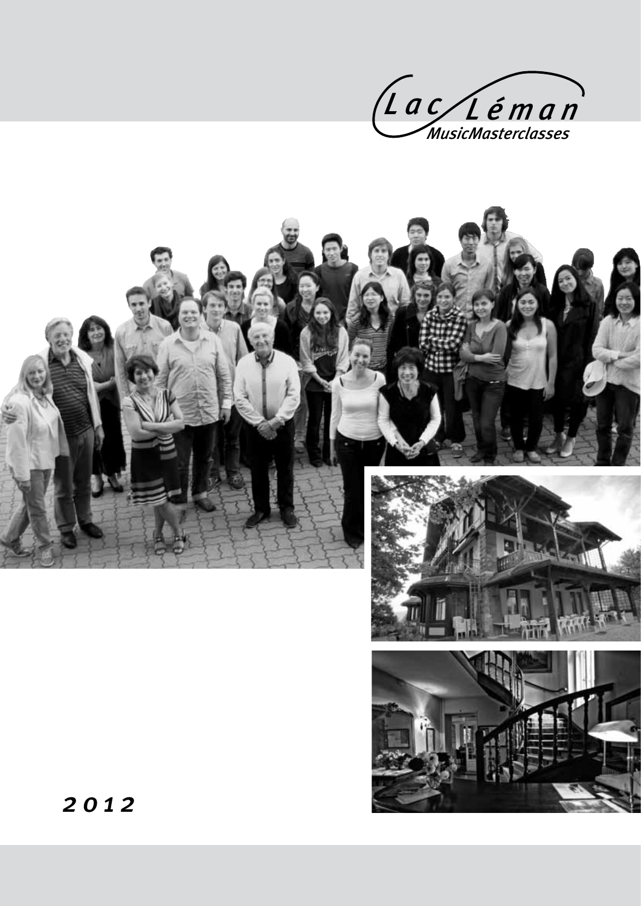Lac Léman

MusicMasterclasses

*2012*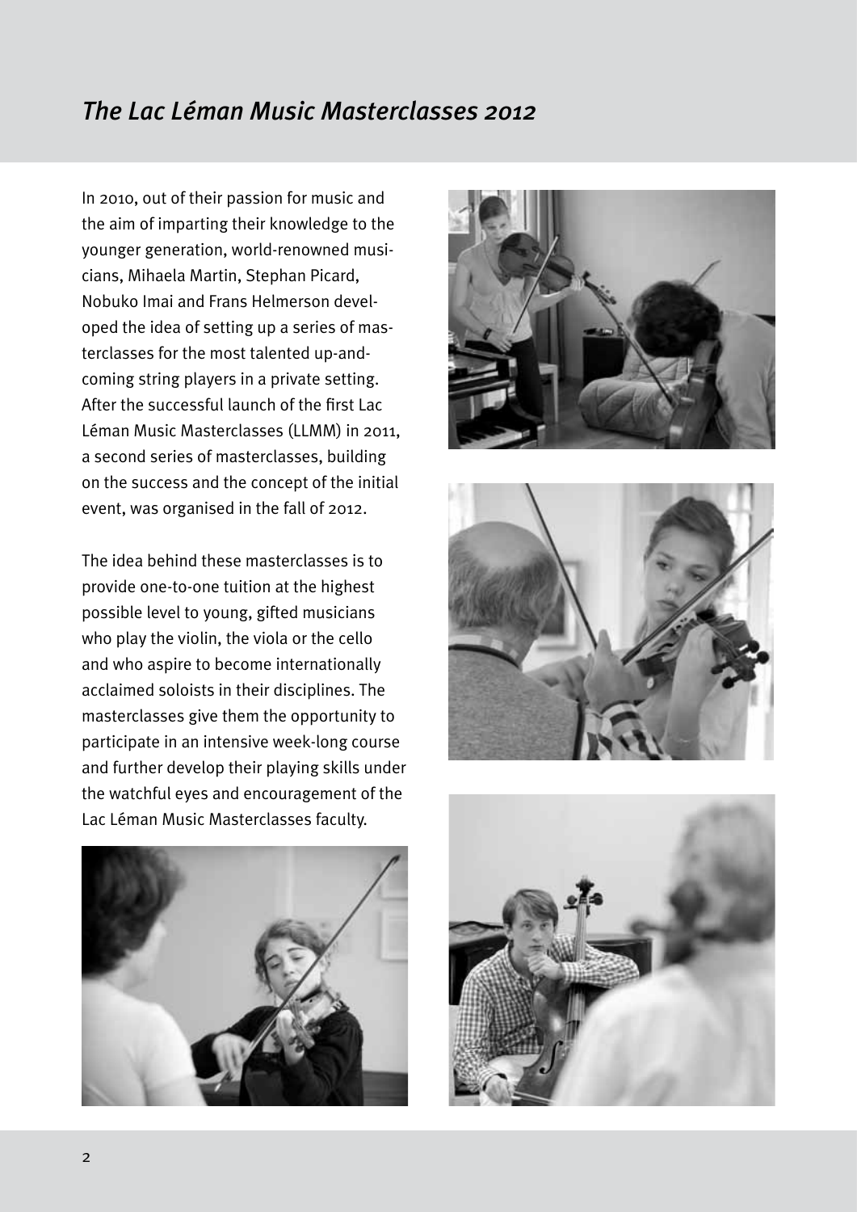# *The Lac Léman Music Masterclasses 2012*

In 2010, out of their passion for music and the aim of imparting their knowledge to the younger generation, world-renowned musicians, Mihaela Martin, Stephan Picard, Nobuko Imai and Frans Helmerson developed the idea of setting up a series of masterclasses for the most talented up-and-coming string players in a private setting. After the successful launch of the first Lac Léman Music Masterclasses (LLMM) in 2011, a second series of masterclasses, building on the success and the concept of the initial event, was organised in the fall of 2012.

The idea behind these masterclasses is to provide one-to-one tuition at the highest possible level to young, gifted musicians who play the violin, the viola or the cello and who aspire to become internationally acclaimed soloists in their disciplines. The masterclasses give them the opportunity to participate in an intensive week-long course and further develop their playing skills under the watchful eyes and encouragement of the Lac Léman Music Masterclasses faculty.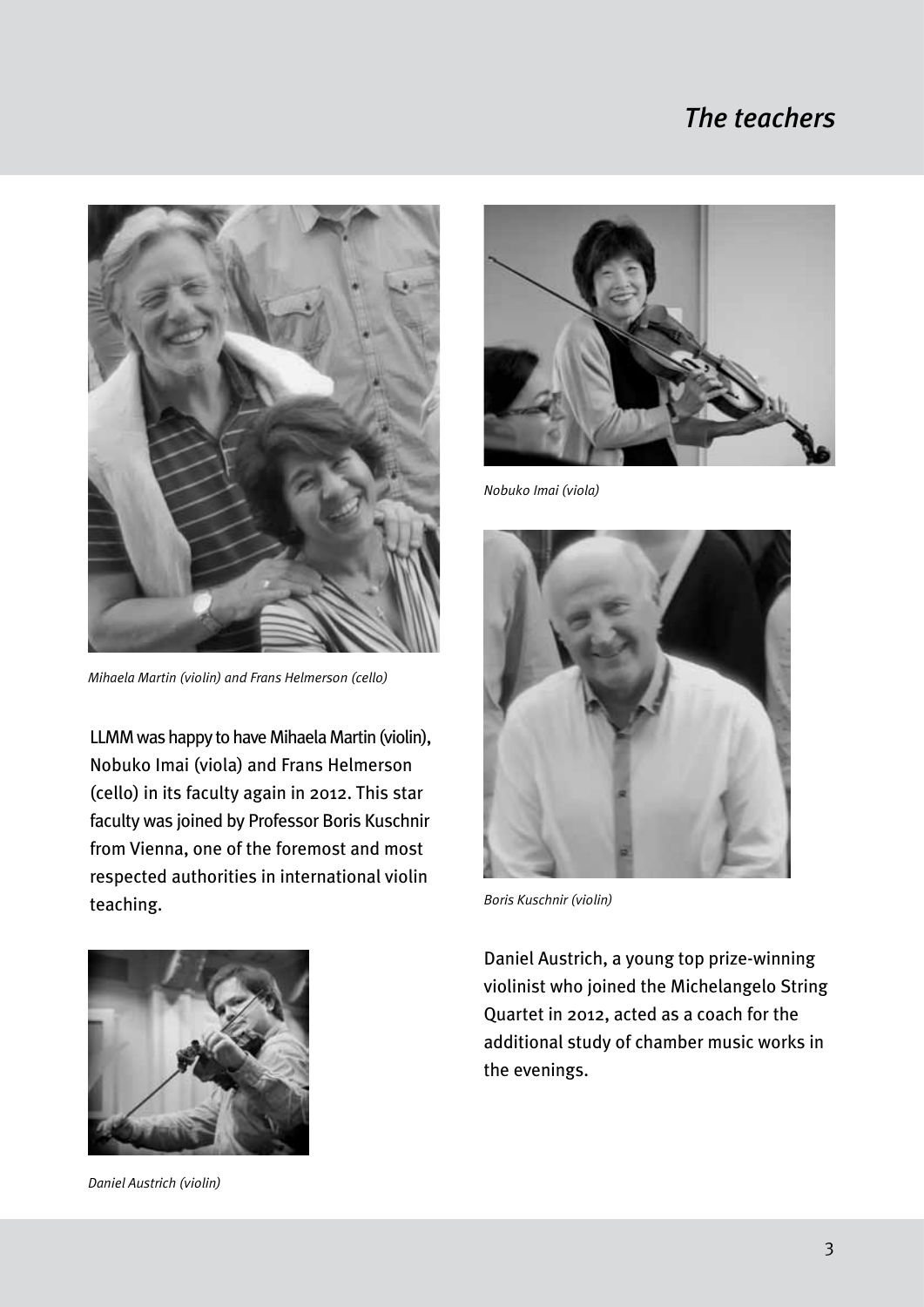# The teachers

*Mihaela Martin (violin) and Frans Helmerson (cello)*

*Nobuko Imai (viola)*

*Boris Kuschnir (violin)*

LLMM was happy to have Mihaela Martin (violin), Nobuko Imai (viola) and Frans Helmerson (cello) in its faculty again in 2012. This star faculty was joined by Professor Boris Kuschnir from Vienna, one of the foremost and most respected authorities in international violin teaching.

*Daniel Austrich (violin)*

Daniel Austrich, a young top prize-winning violinist who joined the Michelangelo String Quartet in 2012, acted as a coach for the additional study of chamber music works in the evenings.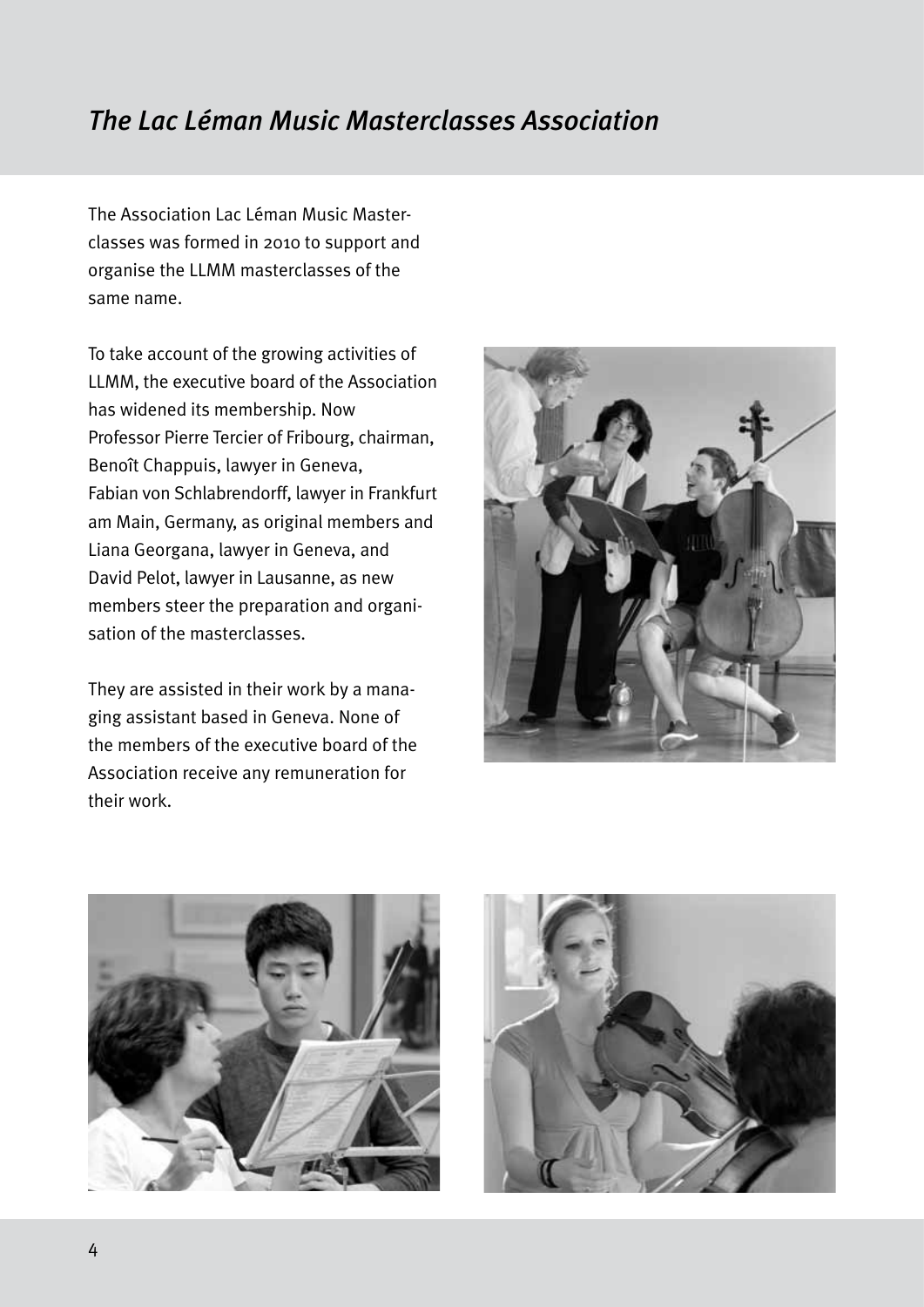# *The Lac Léman Music Masterclasses Association*

The Association Lac Léman Music Masterclasses was formed in 2010 to support and organise the LLMM masterclasses of the same name.

To take account of the growing activities of LLMM, the executive board of the Association has widened its membership. Now Professor Pierre Tercier of Fribourg, chairman, Benoît Chappuis, lawyer in Geneva, Fabian von Schlabrendorff, lawyer in Frankfurt am Main, Germany, as original members and Liana Georgana, lawyer in Geneva, and David Pelot, lawyer in Lausanne, as new members steer the preparation and organisation of the masterclasses.

They are assisted in their work by a managing assistant based in Geneva. None of the members of the executive board of the Association receive any remuneration for their work.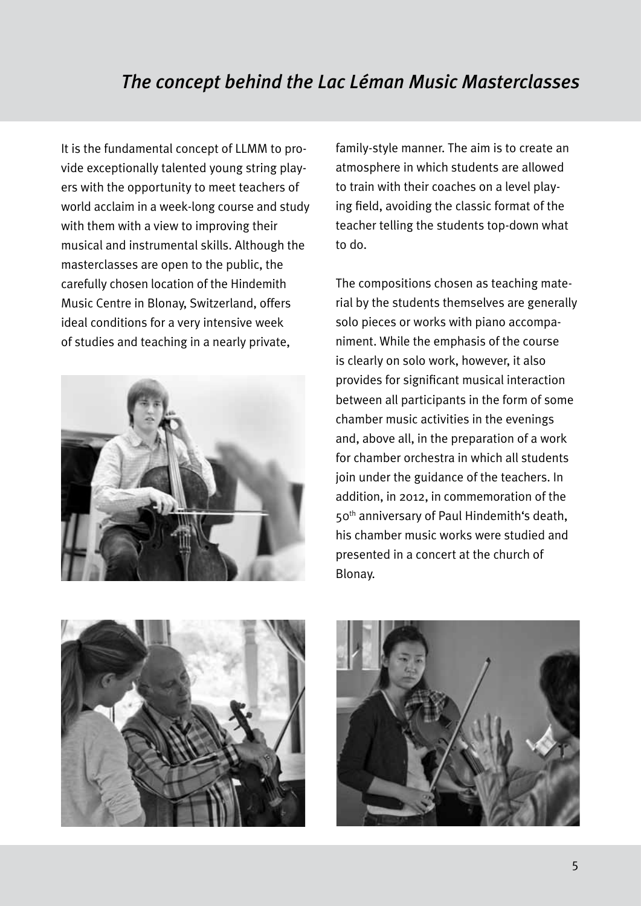## *The concept behind the Lac Léman Music Masterclasses*

It is the fundamental concept of LLMM to provide exceptionally talented young string players with the opportunity to meet teachers of world acclaim in a week-long course and study with them with a view to improving their musical and instrumental skills. Although the masterclasses are open to the public, the carefully chosen location of the Hindemith Music Centre in Blonay, Switzerland, offers ideal conditions for a very intensive week of studies and teaching in a nearly private, family-style manner. The aim is to create an atmosphere in which students are allowed to train with their coaches on a level playing field, avoiding the classic format of the teacher telling the students top-down what to do.

The compositions chosen as teaching material by the students themselves are generally solo pieces or works with piano accompaniment. While the emphasis of the course is clearly on solo work, however, it also provides for significant musical interaction between all participants in the form of some chamber music activities in the evenings and, above all, in the preparation of a work for chamber orchestra in which all students join under the guidance of the teachers. In addition, in 2012, in commemoration of the 50th anniversary of Paul Hindemith's death, his chamber music works were studied and presented in a concert at the church of Blonay.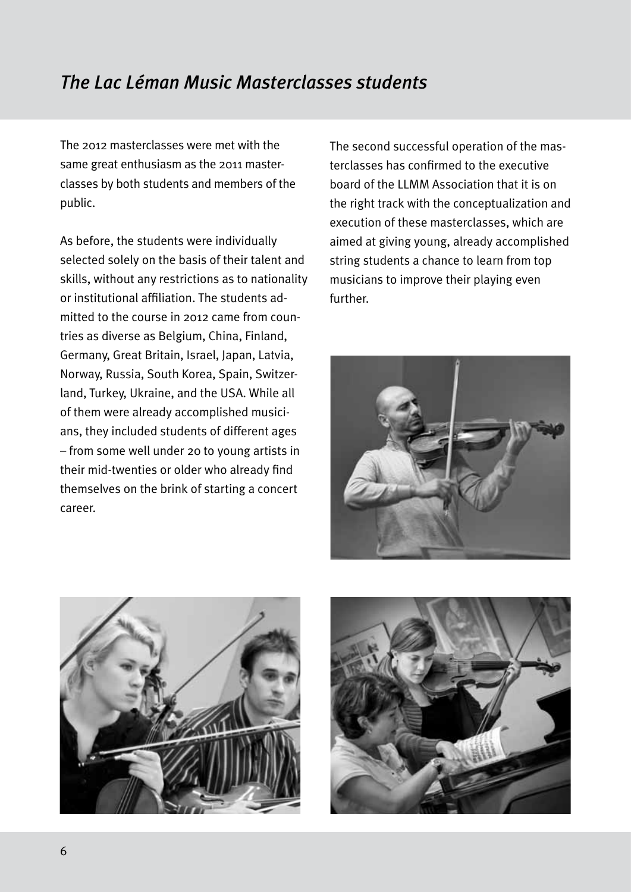## *The Lac Léman Music Masterclasses students*

The 2012 masterclasses were met with the same great enthusiasm as the 2011 masterclasses by both students and members of the public.

As before, the students were individually selected solely on the basis of their talent and skills, without any restrictions as to nationality or institutional affiliation. The students admitted to the course in 2012 came from countries as diverse as Belgium, China, Finland, Germany, Great Britain, Israel, Japan, Latvia, Norway, Russia, South Korea, Spain, Switzerland, Turkey, Ukraine, and the USA. While all of them were already accomplished musicians, they included students of different ages – from some well under 20 to young artists in their mid-twenties or older who already find themselves on the brink of starting a concert career.

The second successful operation of the masterclasses has confirmed to the executive board of the LLMM Association that it is on the right track with the conceptualization and execution of these masterclasses, which are aimed at giving young, already accomplished string students a chance to learn from top musicians to improve their playing even further.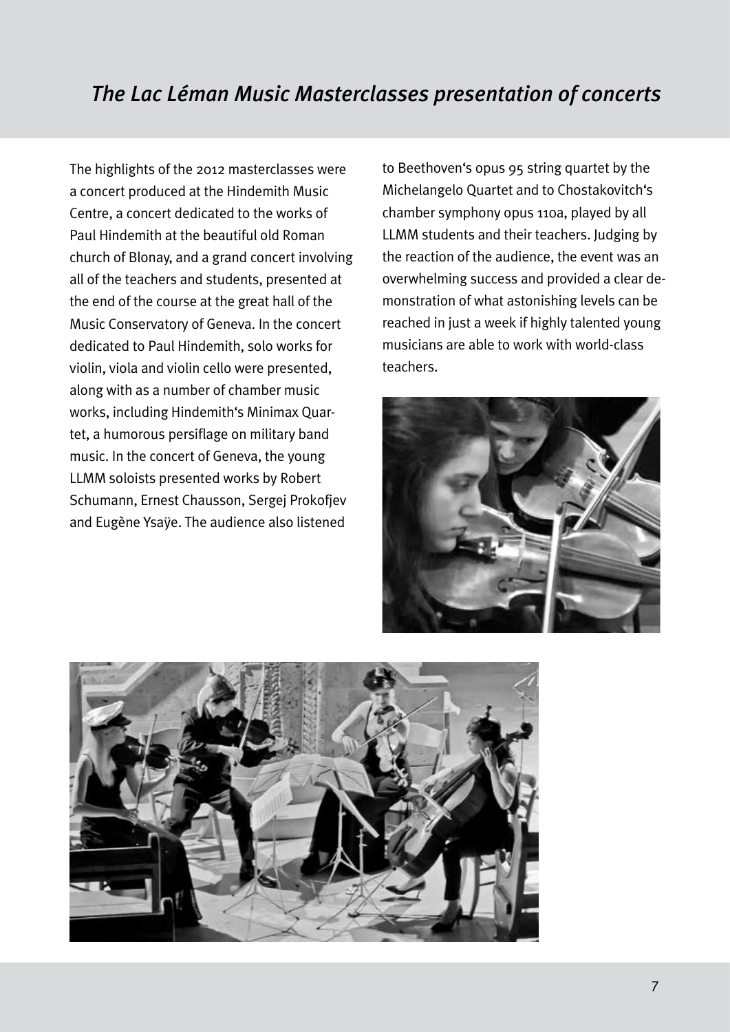## *The Lac Léman Music Masterclasses presentation of concerts*

The highlights of the 2012 masterclasses were a concert produced at the Hindemith Music Centre, a concert dedicated to the works of Paul Hindemith at the beautiful old Roman church of Blonay, and a grand concert involving all of the teachers and students, presented at the end of the course at the great hall of the Music Conservatory of Geneva. In the concert dedicated to Paul Hindemith, solo works for violin, viola and violin cello were presented, along with as a number of chamber music works, including Hindemith's Minimax Quartet, a humorous persiflage on military band music. In the concert of Geneva, the young LLMM soloists presented works by Robert Schumann, Ernest Chausson, Sergej Prokofjev and Eugène Ysaÿe. The audience also listened to Beethoven's opus 95 string quartet by the Michelangelo Quartet and to Chostakovitch's chamber symphony opus 110a, played by all LLMM students and their teachers. Judging by the reaction of the audience, the event was an overwhelming success and provided a clear demonstration of what astonishing levels can be reached in just a week if highly talented young musicians are able to work with world-class teachers.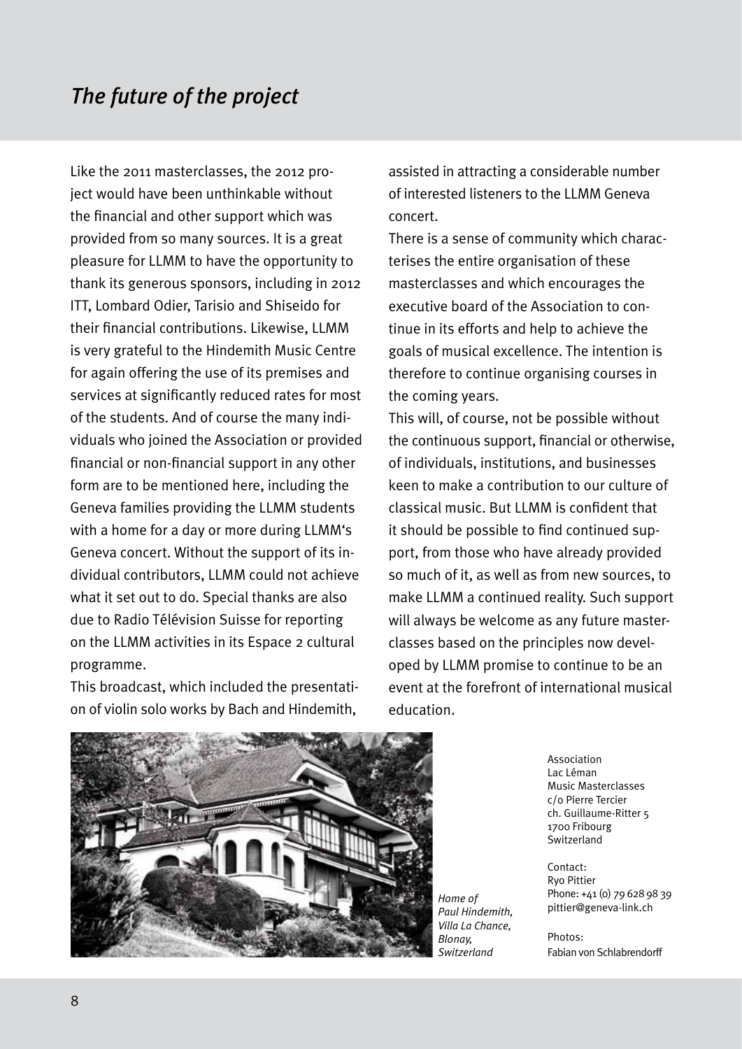## *The future of the project*

Like the 2011 masterclasses, the 2012 project would have been unthinkable without the financial and other support which was provided from so many sources. It is a great pleasure for LLMM to have the opportunity to thank its generous sponsors, including in 2012 ITT, Lombard Odier, Tarisio and Shiseido for their financial contributions. Likewise, LLMM is very grateful to the Hindemith Music Centre for again offering the use of its premises and services at significantly reduced rates for most of the students. And of course the many individuals who joined the Association or provided financial or non-financial support in any other form are to be mentioned here, including the Geneva families providing the LLMM students with a home for a day or more during LLMM's Geneva concert. Without the support of its individual contributors, LLMM could not achieve what it set out to do. Special thanks are also due to Radio Télévision Suisse for reporting on the LLMM activities in its Espace 2 cultural programme.

This broadcast, which included the presentation of violin solo works by Bach and Hindemith, assisted in attracting a considerable number of interested listeners to the LLMM Geneva concert.

There is a sense of community which characterises the entire organisation of these masterclasses and which encourages the executive board of the Association to continue in its efforts and help to achieve the goals of musical excellence. The intention is therefore to continue organising courses in the coming years.

This will, of course, not be possible without the continuous support, financial or otherwise, of individuals, institutions, and businesses keen to make a contribution to our culture of classical music. But LLMM is confident that it should be possible to find continued support, from those who have already provided so much of it, as well as from new sources, to make LLMM a continued reality. Such support will always be welcome as any future masterclasses based on the principles now developed by LLMM promise to continue to be an event at the forefront of international musical education.

*Home of Paul Hindemith, Villa La Chance, Blonay, Switzerland*

Association
Lac Léman
Music Masterclasses
c/o Pierre Tercier
ch. Guillaume-Ritter 5
1700 Fribourg
Switzerland

Contact:
Ryo Pittier
Phone: +41 (0) 79 628 98 39
pittier@geneva-link.ch

Photos:
Fabian von Schlabrendorff